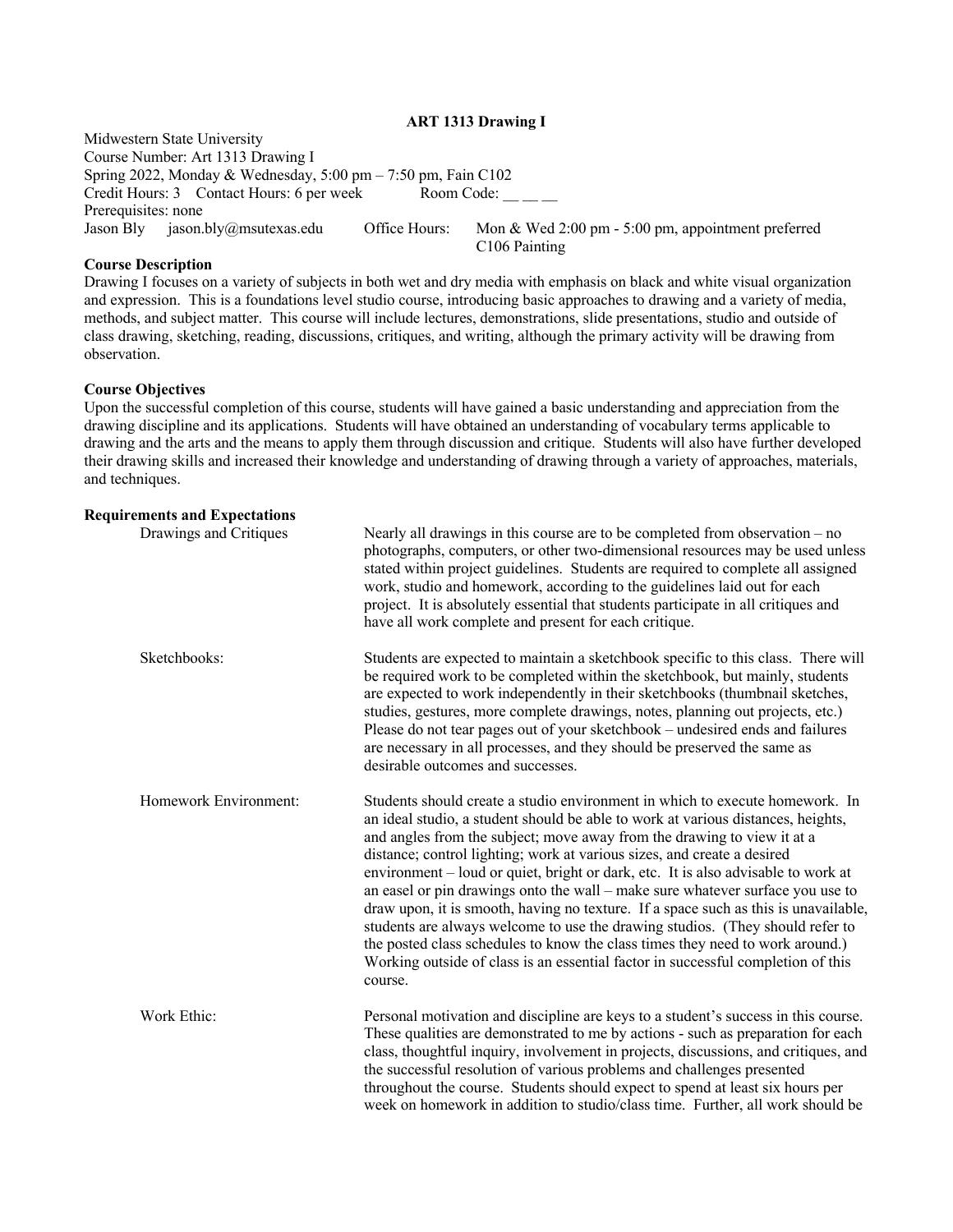# ART 1313 Drawing I

Midwestern State University
Course Number: Art 1313 Drawing I
Spring 2022, Monday & Wednesday, 5:00 pm – 7:50 pm, Fain C102
Credit Hours: 3  Contact Hours: 6 per week  Room Code: __ __ __
Prerequisites: none
Jason Bly  jason.bly@msutexas.edu  Office Hours: Mon & Wed 2:00 pm - 5:00 pm, appointment preferred
C106 Painting

**Course Description**

Drawing I focuses on a variety of subjects in both wet and dry media with emphasis on black and white visual organization and expression. This is a foundations level studio course, introducing basic approaches to drawing and a variety of media, methods, and subject matter. This course will include lectures, demonstrations, slide presentations, studio and outside of class drawing, sketching, reading, discussions, critiques, and writing, although the primary activity will be drawing from observation.

**Course Objectives**

Upon the successful completion of this course, students will have gained a basic understanding and appreciation from the drawing discipline and its applications. Students will have obtained an understanding of vocabulary terms applicable to drawing and the arts and the means to apply them through discussion and critique. Students will also have further developed their drawing skills and increased their knowledge and understanding of drawing through a variety of approaches, materials, and techniques.

**Requirements and Expectations**

Drawings and Critiques: Nearly all drawings in this course are to be completed from observation – no photographs, computers, or other two-dimensional resources may be used unless stated within project guidelines. Students are required to complete all assigned work, studio and homework, according to the guidelines laid out for each project. It is absolutely essential that students participate in all critiques and have all work complete and present for each critique.

Sketchbooks: Students are expected to maintain a sketchbook specific to this class. There will be required work to be completed within the sketchbook, but mainly, students are expected to work independently in their sketchbooks (thumbnail sketches, studies, gestures, more complete drawings, notes, planning out projects, etc.) Please do not tear pages out of your sketchbook – undesired ends and failures are necessary in all processes, and they should be preserved the same as desirable outcomes and successes.

Homework Environment: Students should create a studio environment in which to execute homework. In an ideal studio, a student should be able to work at various distances, heights, and angles from the subject; move away from the drawing to view it at a distance; control lighting; work at various sizes, and create a desired environment – loud or quiet, bright or dark, etc. It is also advisable to work at an easel or pin drawings onto the wall – make sure whatever surface you use to draw upon, it is smooth, having no texture. If a space such as this is unavailable, students are always welcome to use the drawing studios. (They should refer to the posted class schedules to know the class times they need to work around.) Working outside of class is an essential factor in successful completion of this course.

Work Ethic: Personal motivation and discipline are keys to a student's success in this course. These qualities are demonstrated to me by actions - such as preparation for each class, thoughtful inquiry, involvement in projects, discussions, and critiques, and the successful resolution of various problems and challenges presented throughout the course. Students should expect to spend at least six hours per week on homework in addition to studio/class time. Further, all work should be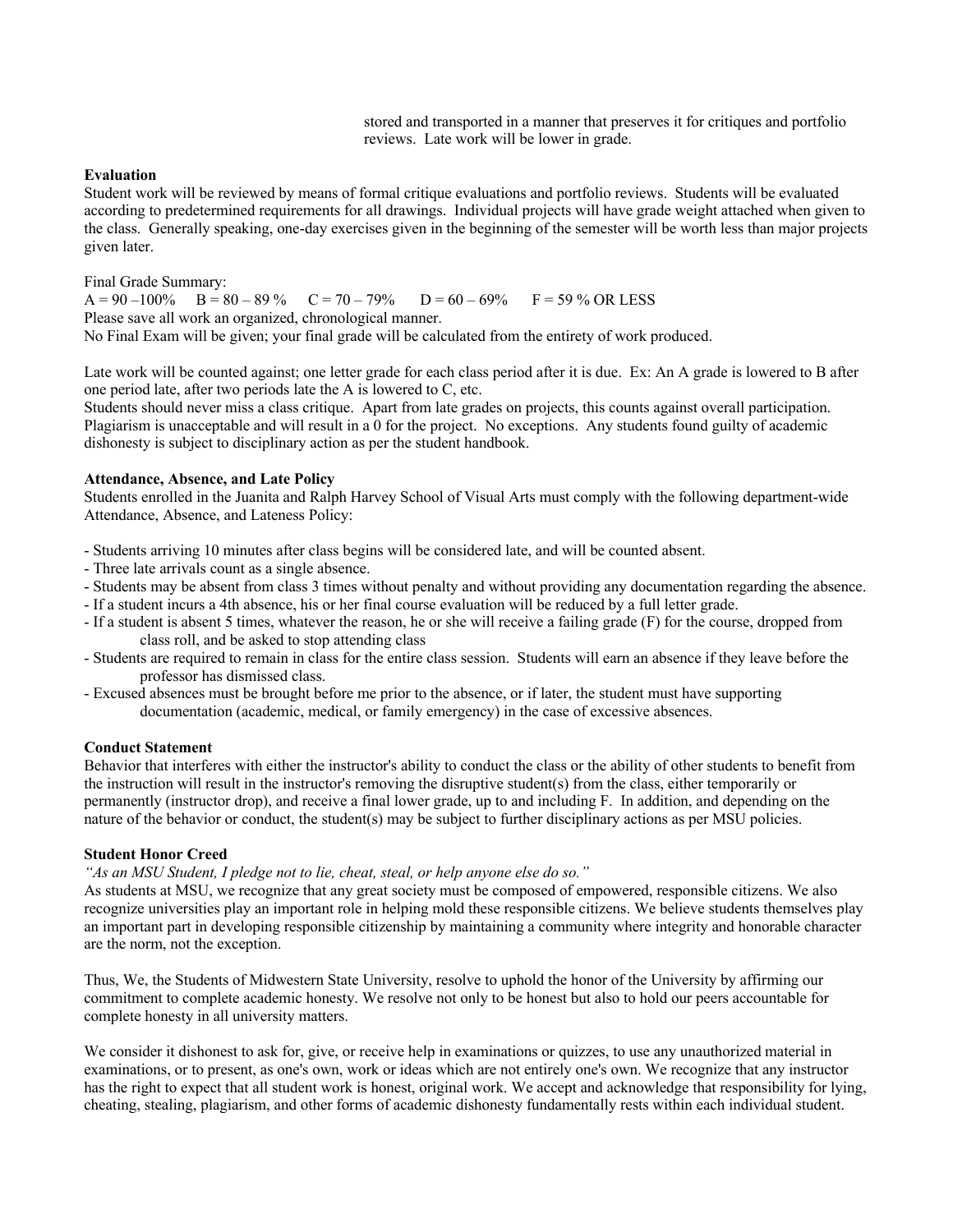stored and transported in a manner that preserves it for critiques and portfolio reviews. Late work will be lower in grade.

**Evaluation**

Student work will be reviewed by means of formal critique evaluations and portfolio reviews. Students will be evaluated according to predetermined requirements for all drawings. Individual projects will have grade weight attached when given to the class. Generally speaking, one-day exercises given in the beginning of the semester will be worth less than major projects given later.

Final Grade Summary:

A = 90 –100% B = 80 – 89 % C = 70 – 79% D = 60 – 69% F = 59 % OR LESS

Please save all work an organized, chronological manner.

No Final Exam will be given; your final grade will be calculated from the entirety of work produced.

Late work will be counted against; one letter grade for each class period after it is due. Ex: An A grade is lowered to B after one period late, after two periods late the A is lowered to C, etc.

Students should never miss a class critique. Apart from late grades on projects, this counts against overall participation.

Plagiarism is unacceptable and will result in a 0 for the project. No exceptions. Any students found guilty of academic dishonesty is subject to disciplinary action as per the student handbook.

**Attendance, Absence, and Late Policy**

Students enrolled in the Juanita and Ralph Harvey School of Visual Arts must comply with the following department-wide Attendance, Absence, and Lateness Policy:

- Students arriving 10 minutes after class begins will be considered late, and will be counted absent.
- Three late arrivals count as a single absence.
- Students may be absent from class 3 times without penalty and without providing any documentation regarding the absence.
- If a student incurs a 4th absence, his or her final course evaluation will be reduced by a full letter grade.
- If a student is absent 5 times, whatever the reason, he or she will receive a failing grade (F) for the course, dropped from class roll, and be asked to stop attending class
- Students are required to remain in class for the entire class session. Students will earn an absence if they leave before the professor has dismissed class.
- Excused absences must be brought before me prior to the absence, or if later, the student must have supporting documentation (academic, medical, or family emergency) in the case of excessive absences.

**Conduct Statement**

Behavior that interferes with either the instructor's ability to conduct the class or the ability of other students to benefit from the instruction will result in the instructor's removing the disruptive student(s) from the class, either temporarily or permanently (instructor drop), and receive a final lower grade, up to and including F. In addition, and depending on the nature of the behavior or conduct, the student(s) may be subject to further disciplinary actions as per MSU policies.

**Student Honor Creed**

*"As an MSU Student, I pledge not to lie, cheat, steal, or help anyone else do so."*

As students at MSU, we recognize that any great society must be composed of empowered, responsible citizens. We also recognize universities play an important role in helping mold these responsible citizens. We believe students themselves play an important part in developing responsible citizenship by maintaining a community where integrity and honorable character are the norm, not the exception.

Thus, We, the Students of Midwestern State University, resolve to uphold the honor of the University by affirming our commitment to complete academic honesty. We resolve not only to be honest but also to hold our peers accountable for complete honesty in all university matters.

We consider it dishonest to ask for, give, or receive help in examinations or quizzes, to use any unauthorized material in examinations, or to present, as one's own, work or ideas which are not entirely one's own. We recognize that any instructor has the right to expect that all student work is honest, original work. We accept and acknowledge that responsibility for lying, cheating, stealing, plagiarism, and other forms of academic dishonesty fundamentally rests within each individual student.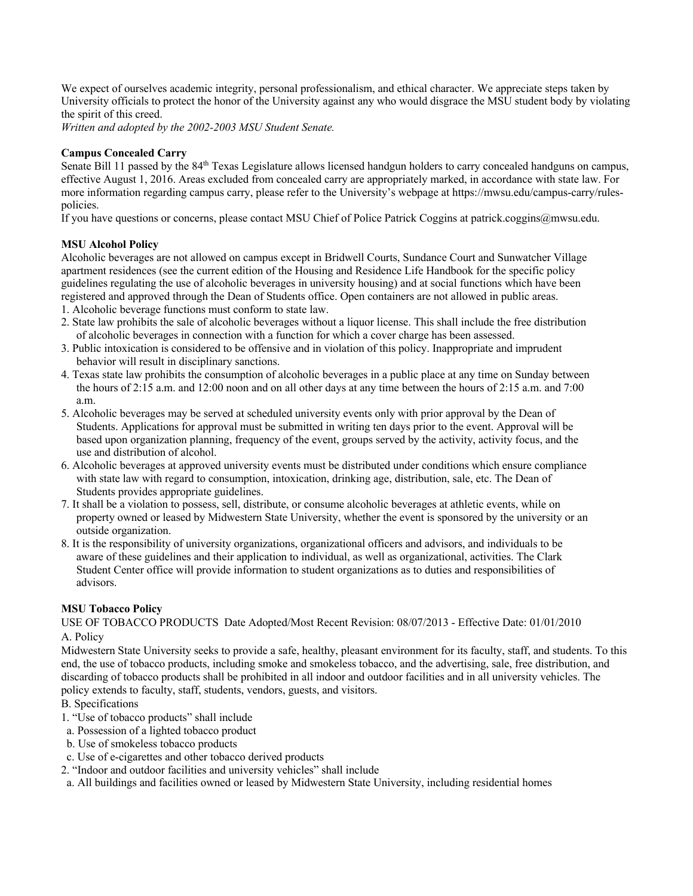We expect of ourselves academic integrity, personal professionalism, and ethical character. We appreciate steps taken by University officials to protect the honor of the University against any who would disgrace the MSU student body by violating the spirit of this creed.

*Written and adopted by the 2002-2003 MSU Student Senate.*

**Campus Concealed Carry**

Senate Bill 11 passed by the 84th Texas Legislature allows licensed handgun holders to carry concealed handguns on campus, effective August 1, 2016. Areas excluded from concealed carry are appropriately marked, in accordance with state law. For more information regarding campus carry, please refer to the University's webpage at https://mwsu.edu/campus-carry/rules-policies.

If you have questions or concerns, please contact MSU Chief of Police Patrick Coggins at patrick.coggins@mwsu.edu.

**MSU Alcohol Policy**

Alcoholic beverages are not allowed on campus except in Bridwell Courts, Sundance Court and Sunwatcher Village apartment residences (see the current edition of the Housing and Residence Life Handbook for the specific policy guidelines regulating the use of alcoholic beverages in university housing) and at social functions which have been registered and approved through the Dean of Students office. Open containers are not allowed in public areas.

1. Alcoholic beverage functions must conform to state law.
2. State law prohibits the sale of alcoholic beverages without a liquor license. This shall include the free distribution of alcoholic beverages in connection with a function for which a cover charge has been assessed.
3. Public intoxication is considered to be offensive and in violation of this policy. Inappropriate and imprudent behavior will result in disciplinary sanctions.
4. Texas state law prohibits the consumption of alcoholic beverages in a public place at any time on Sunday between the hours of 2:15 a.m. and 12:00 noon and on all other days at any time between the hours of 2:15 a.m. and 7:00 a.m.
5. Alcoholic beverages may be served at scheduled university events only with prior approval by the Dean of Students. Applications for approval must be submitted in writing ten days prior to the event. Approval will be based upon organization planning, frequency of the event, groups served by the activity, activity focus, and the use and distribution of alcohol.
6. Alcoholic beverages at approved university events must be distributed under conditions which ensure compliance with state law with regard to consumption, intoxication, drinking age, distribution, sale, etc. The Dean of Students provides appropriate guidelines.
7. It shall be a violation to possess, sell, distribute, or consume alcoholic beverages at athletic events, while on property owned or leased by Midwestern State University, whether the event is sponsored by the university or an outside organization.
8. It is the responsibility of university organizations, organizational officers and advisors, and individuals to be aware of these guidelines and their application to individual, as well as organizational, activities. The Clark Student Center office will provide information to student organizations as to duties and responsibilities of advisors.

**MSU Tobacco Policy**

USE OF TOBACCO PRODUCTS Date Adopted/Most Recent Revision: 08/07/2013 - Effective Date: 01/01/2010

A. Policy

Midwestern State University seeks to provide a safe, healthy, pleasant environment for its faculty, staff, and students. To this end, the use of tobacco products, including smoke and smokeless tobacco, and the advertising, sale, free distribution, and discarding of tobacco products shall be prohibited in all indoor and outdoor facilities and in all university vehicles. The policy extends to faculty, staff, students, vendors, guests, and visitors.

B. Specifications

1. "Use of tobacco products" shall include
   a. Possession of a lighted tobacco product
   b. Use of smokeless tobacco products
   c. Use of e-cigarettes and other tobacco derived products
2. "Indoor and outdoor facilities and university vehicles" shall include
   a. All buildings and facilities owned or leased by Midwestern State University, including residential homes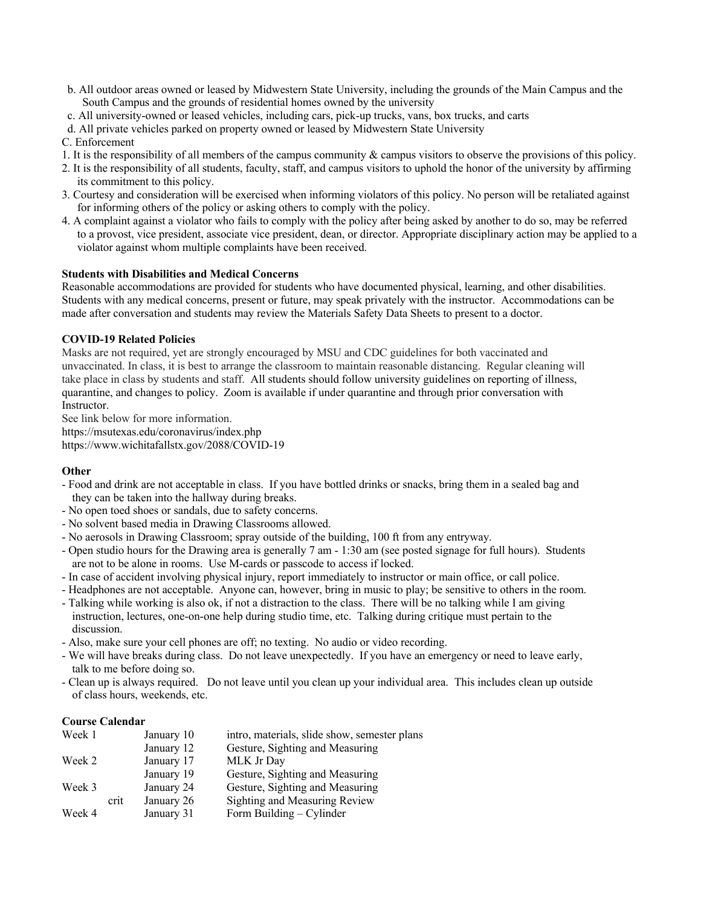b. All outdoor areas owned or leased by Midwestern State University, including the grounds of the Main Campus and the South Campus and the grounds of residential homes owned by the university
c. All university-owned or leased vehicles, including cars, pick-up trucks, vans, box trucks, and carts
d. All private vehicles parked on property owned or leased by Midwestern State University

C. Enforcement

1. It is the responsibility of all members of the campus community & campus visitors to observe the provisions of this policy.
2. It is the responsibility of all students, faculty, staff, and campus visitors to uphold the honor of the university by affirming its commitment to this policy.
3. Courtesy and consideration will be exercised when informing violators of this policy. No person will be retaliated against for informing others of the policy or asking others to comply with the policy.
4. A complaint against a violator who fails to comply with the policy after being asked by another to do so, may be referred to a provost, vice president, associate vice president, dean, or director. Appropriate disciplinary action may be applied to a violator against whom multiple complaints have been received.

**Students with Disabilities and Medical Concerns**

Reasonable accommodations are provided for students who have documented physical, learning, and other disabilities. Students with any medical concerns, present or future, may speak privately with the instructor. Accommodations can be made after conversation and students may review the Materials Safety Data Sheets to present to a doctor.

**COVID-19 Related Policies**

Masks are not required, yet are strongly encouraged by MSU and CDC guidelines for both vaccinated and unvaccinated. In class, it is best to arrange the classroom to maintain reasonable distancing. Regular cleaning will take place in class by students and staff. All students should follow university guidelines on reporting of illness, quarantine, and changes to policy. Zoom is available if under quarantine and through prior conversation with Instructor.

See link below for more information.

https://msutexas.edu/coronavirus/index.php

https://www.wichitafallstx.gov/2088/COVID-19

**Other**

- Food and drink are not acceptable in class. If you have bottled drinks or snacks, bring them in a sealed bag and they can be taken into the hallway during breaks.
- No open toed shoes or sandals, due to safety concerns.
- No solvent based media in Drawing Classrooms allowed.
- No aerosols in Drawing Classroom; spray outside of the building, 100 ft from any entryway.
- Open studio hours for the Drawing area is generally 7 am - 1:30 am (see posted signage for full hours). Students are not to be alone in rooms. Use M-cards or passcode to access if locked.
- In case of accident involving physical injury, report immediately to instructor or main office, or call police.
- Headphones are not acceptable. Anyone can, however, bring in music to play; be sensitive to others in the room.
- Talking while working is also ok, if not a distraction to the class. There will be no talking while I am giving instruction, lectures, one-on-one help during studio time, etc. Talking during critique must pertain to the discussion.
- Also, make sure your cell phones are off; no texting. No audio or video recording.
- We will have breaks during class. Do not leave unexpectedly. If you have an emergency or need to leave early, talk to me before doing so.
- Clean up is always required. Do not leave until you clean up your individual area. This includes clean up outside of class hours, weekends, etc.

**Course Calendar**

| | | | |
|---|---|---|---|
| Week 1 | | January 10 | intro, materials, slide show, semester plans |
| | | January 12 | Gesture, Sighting and Measuring |
| Week 2 | | January 17 | MLK Jr Day |
| | | January 19 | Gesture, Sighting and Measuring |
| Week 3 | | January 24 | Gesture, Sighting and Measuring |
| | crit | January 26 | Sighting and Measuring Review |
| Week 4 | | January 31 | Form Building – Cylinder |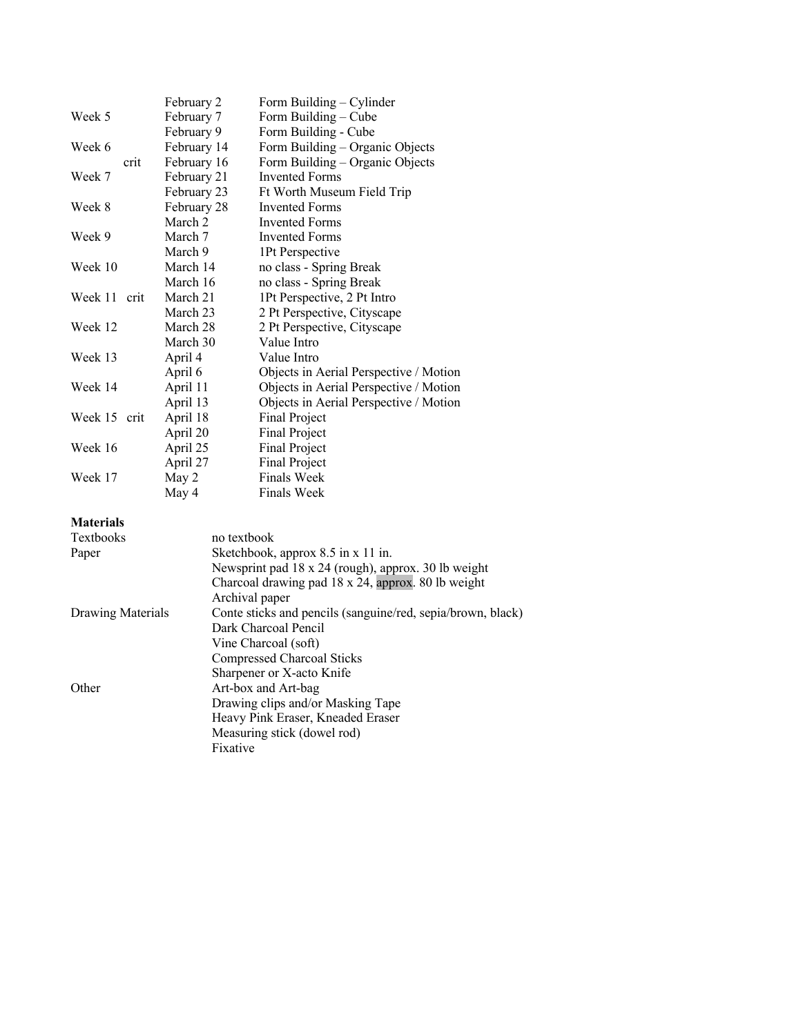| | | |
|---|---|---|
| | February 2 | Form Building – Cylinder |
| Week 5 | February 7 | Form Building – Cube |
| | February 9 | Form Building - Cube |
| Week 6 | February 14 | Form Building – Organic Objects |
| crit | February 16 | Form Building – Organic Objects |
| Week 7 | February 21 | Invented Forms |
| | February 23 | Ft Worth Museum Field Trip |
| Week 8 | February 28 | Invented Forms |
| | March 2 | Invented Forms |
| Week 9 | March 7 | Invented Forms |
| | March 9 | 1Pt Perspective |
| Week 10 | March 14 | no class - Spring Break |
| | March 16 | no class - Spring Break |
| Week 11 crit | March 21 | 1Pt Perspective, 2 Pt Intro |
| | March 23 | 2 Pt Perspective, Cityscape |
| Week 12 | March 28 | 2 Pt Perspective, Cityscape |
| | March 30 | Value Intro |
| Week 13 | April 4 | Value Intro |
| | April 6 | Objects in Aerial Perspective / Motion |
| Week 14 | April 11 | Objects in Aerial Perspective / Motion |
| | April 13 | Objects in Aerial Perspective / Motion |
| Week 15 crit | April 18 | Final Project |
| | April 20 | Final Project |
| Week 16 | April 25 | Final Project |
| | April 27 | Final Project |
| Week 17 | May 2 | Finals Week |
| | May 4 | Finals Week |

**Materials**

| | |
|---|---|
| Textbooks | no textbook |
| Paper | Sketchbook, approx 8.5 in x 11 in. |
| | Newsprint pad 18 x 24 (rough), approx. 30 lb weight |
| | Charcoal drawing pad 18 x 24, approx. 80 lb weight |
| | Archival paper |
| Drawing Materials | Conte sticks and pencils (sanguine/red, sepia/brown, black) |
| | Dark Charcoal Pencil |
| | Vine Charcoal (soft) |
| | Compressed Charcoal Sticks |
| | Sharpener or X-acto Knife |
| Other | Art-box and Art-bag |
| | Drawing clips and/or Masking Tape |
| | Heavy Pink Eraser, Kneaded Eraser |
| | Measuring stick (dowel rod) |
| | Fixative |